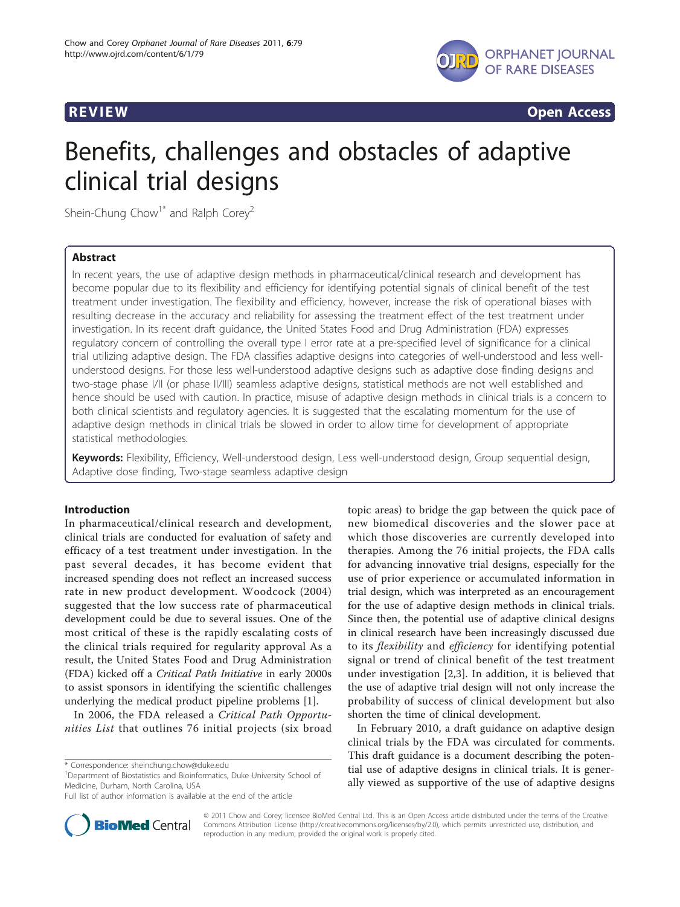**REVIEW** **Open Access**

# Benefits, challenges and obstacles of adaptive clinical trial designs

Shein-Chung Chow[1*] and Ralph Corey[2]

## Abstract

In recent years, the use of adaptive design methods in pharmaceutical/clinical research and development has become popular due to its flexibility and efficiency for identifying potential signals of clinical benefit of the test treatment under investigation. The flexibility and efficiency, however, increase the risk of operational biases with resulting decrease in the accuracy and reliability for assessing the treatment effect of the test treatment under investigation. In its recent draft guidance, the United States Food and Drug Administration (FDA) expresses regulatory concern of controlling the overall type I error rate at a pre-specified level of significance for a clinical trial utilizing adaptive design. The FDA classifies adaptive designs into categories of well-understood and less well-understood designs. For those less well-understood adaptive designs such as adaptive dose finding designs and two-stage phase I/II (or phase II/III) seamless adaptive designs, statistical methods are not well established and hence should be used with caution. In practice, misuse of adaptive design methods in clinical trials is a concern to both clinical scientists and regulatory agencies. It is suggested that the escalating momentum for the use of adaptive design methods in clinical trials be slowed in order to allow time for development of appropriate statistical methodologies.

**Keywords:** Flexibility, Efficiency, Well-understood design, Less well-understood design, Group sequential design, Adaptive dose finding, Two-stage seamless adaptive design

## Introduction

In pharmaceutical/clinical research and development, clinical trials are conducted for evaluation of safety and efficacy of a test treatment under investigation. In the past several decades, it has become evident that increased spending does not reflect an increased success rate in new product development. Woodcock (2004) suggested that the low success rate of pharmaceutical development could be due to several issues. One of the most critical of these is the rapidly escalating costs of the clinical trials required for regularity approval As a result, the United States Food and Drug Administration (FDA) kicked off a *Critical Path Initiative* in early 2000s to assist sponsors in identifying the scientific challenges underlying the medical product pipeline problems [1].

In 2006, the FDA released a *Critical Path Opportunities List* that outlines 76 initial projects (six broad topic areas) to bridge the gap between the quick pace of new biomedical discoveries and the slower pace at which those discoveries are currently developed into therapies. Among the 76 initial projects, the FDA calls for advancing innovative trial designs, especially for the use of prior experience or accumulated information in trial design, which was interpreted as an encouragement for the use of adaptive design methods in clinical trials. Since then, the potential use of adaptive clinical designs in clinical research have been increasingly discussed due to its *flexibility* and *efficiency* for identifying potential signal or trend of clinical benefit of the test treatment under investigation [2,3]. In addition, it is believed that the use of adaptive trial design will not only increase the probability of success of clinical development but also shorten the time of clinical development.

In February 2010, a draft guidance on adaptive design clinical trials by the FDA was circulated for comments. This draft guidance is a document describing the potential use of adaptive designs in clinical trials. It is generally viewed as supportive of the use of adaptive designs

\* Correspondence: sheinchung.chow@duke.edu
[1]Department of Biostatistics and Bioinformatics, Duke University School of Medicine, Durham, North Carolina, USA
Full list of author information is available at the end of the article

© 2011 Chow and Corey; licensee BioMed Central Ltd. This is an Open Access article distributed under the terms of the Creative Commons Attribution License (http://creativecommons.org/licenses/by/2.0), which permits unrestricted use, distribution, and reproduction in any medium, provided the original work is properly cited.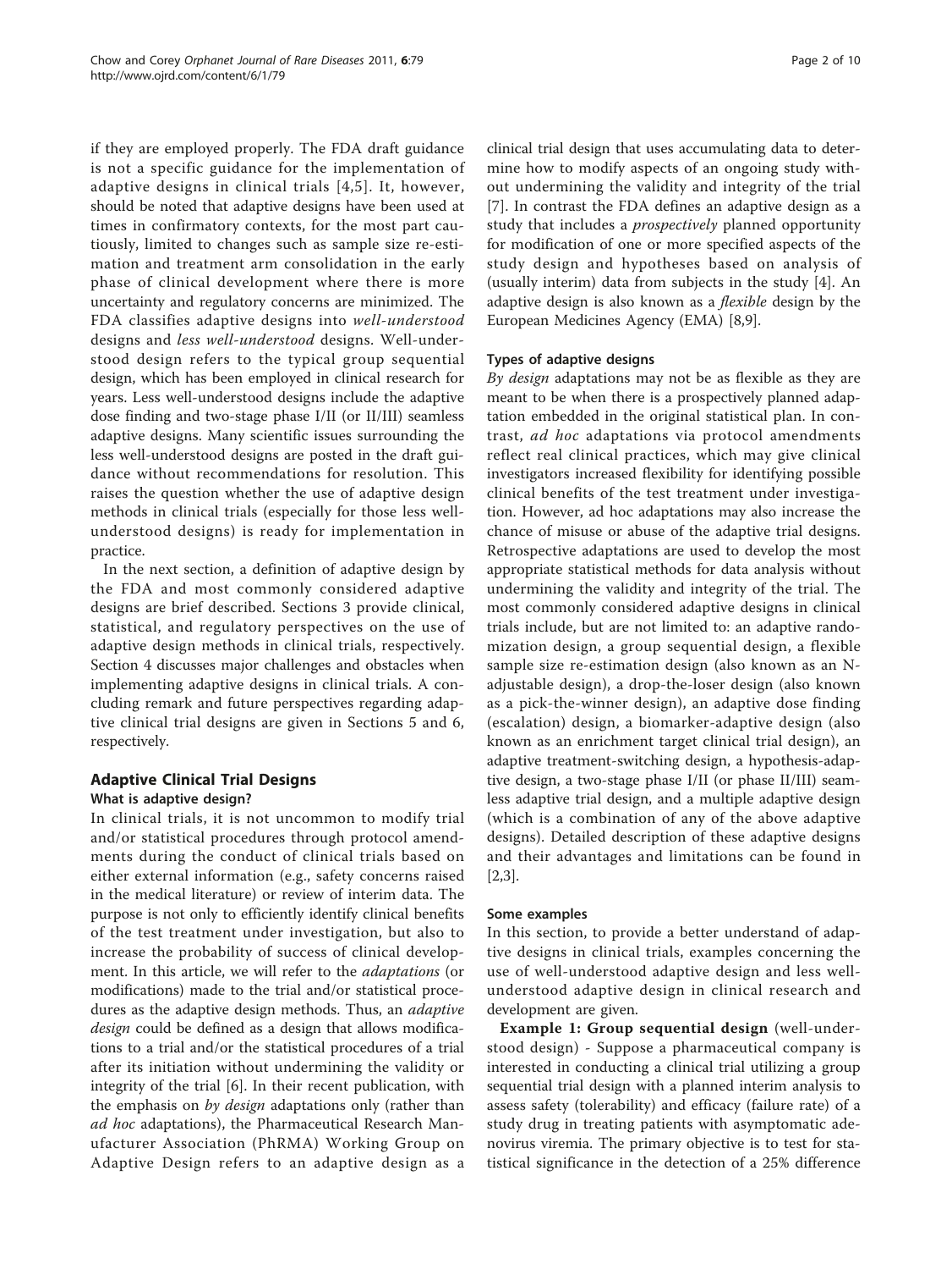if they are employed properly. The FDA draft guidance is not a specific guidance for the implementation of adaptive designs in clinical trials [4,5]. It, however, should be noted that adaptive designs have been used at times in confirmatory contexts, for the most part cautiously, limited to changes such as sample size re-estimation and treatment arm consolidation in the early phase of clinical development where there is more uncertainty and regulatory concerns are minimized. The FDA classifies adaptive designs into *well-understood* designs and *less well-understood* designs. Well-understood design refers to the typical group sequential design, which has been employed in clinical research for years. Less well-understood designs include the adaptive dose finding and two-stage phase I/II (or II/III) seamless adaptive designs. Many scientific issues surrounding the less well-understood designs are posted in the draft guidance without recommendations for resolution. This raises the question whether the use of adaptive design methods in clinical trials (especially for those less well-understood designs) is ready for implementation in practice.

In the next section, a definition of adaptive design by the FDA and most commonly considered adaptive designs are brief described. Sections 3 provide clinical, statistical, and regulatory perspectives on the use of adaptive design methods in clinical trials, respectively. Section 4 discusses major challenges and obstacles when implementing adaptive designs in clinical trials. A concluding remark and future perspectives regarding adaptive clinical trial designs are given in Sections 5 and 6, respectively.

## Adaptive Clinical Trial Designs

### What is adaptive design?

In clinical trials, it is not uncommon to modify trial and/or statistical procedures through protocol amendments during the conduct of clinical trials based on either external information (e.g., safety concerns raised in the medical literature) or review of interim data. The purpose is not only to efficiently identify clinical benefits of the test treatment under investigation, but also to increase the probability of success of clinical development. In this article, we will refer to the *adaptations* (or modifications) made to the trial and/or statistical procedures as the adaptive design methods. Thus, an *adaptive design* could be defined as a design that allows modifications to a trial and/or the statistical procedures of a trial after its initiation without undermining the validity or integrity of the trial [6]. In their recent publication, with the emphasis on *by design* adaptations only (rather than *ad hoc* adaptations), the Pharmaceutical Research Manufacturer Association (PhRMA) Working Group on Adaptive Design refers to an adaptive design as a clinical trial design that uses accumulating data to determine how to modify aspects of an ongoing study without undermining the validity and integrity of the trial [7]. In contrast the FDA defines an adaptive design as a study that includes a *prospectively* planned opportunity for modification of one or more specified aspects of the study design and hypotheses based on analysis of (usually interim) data from subjects in the study [4]. An adaptive design is also known as a *flexible* design by the European Medicines Agency (EMA) [8,9].

### Types of adaptive designs

*By design* adaptations may not be as flexible as they are meant to be when there is a prospectively planned adaptation embedded in the original statistical plan. In contrast, *ad hoc* adaptations via protocol amendments reflect real clinical practices, which may give clinical investigators increased flexibility for identifying possible clinical benefits of the test treatment under investigation. However, ad hoc adaptations may also increase the chance of misuse or abuse of the adaptive trial designs. Retrospective adaptations are used to develop the most appropriate statistical methods for data analysis without undermining the validity and integrity of the trial. The most commonly considered adaptive designs in clinical trials include, but are not limited to: an adaptive randomization design, a group sequential design, a flexible sample size re-estimation design (also known as an N-adjustable design), a drop-the-loser design (also known as a pick-the-winner design), an adaptive dose finding (escalation) design, a biomarker-adaptive design (also known as an enrichment target clinical trial design), an adaptive treatment-switching design, a hypothesis-adaptive design, a two-stage phase I/II (or phase II/III) seamless adaptive trial design, and a multiple adaptive design (which is a combination of any of the above adaptive designs). Detailed description of these adaptive designs and their advantages and limitations can be found in [2,3].

### Some examples

In this section, to provide a better understand of adaptive designs in clinical trials, examples concerning the use of well-understood adaptive design and less well-understood adaptive design in clinical research and development are given.

**Example 1: Group sequential design** (well-understood design) - Suppose a pharmaceutical company is interested in conducting a clinical trial utilizing a group sequential trial design with a planned interim analysis to assess safety (tolerability) and efficacy (failure rate) of a study drug in treating patients with asymptomatic adenovirus viremia. The primary objective is to test for statistical significance in the detection of a 25% difference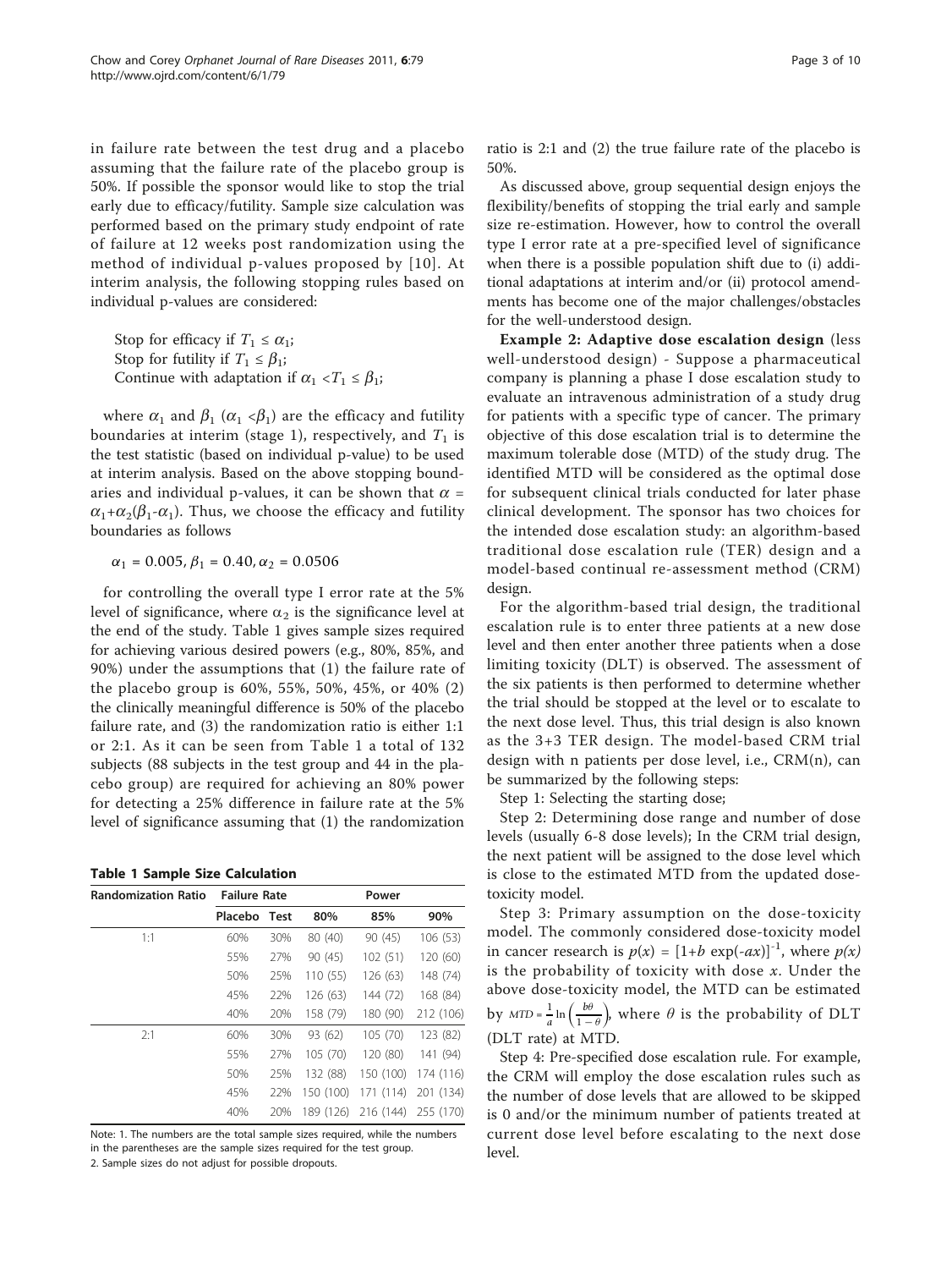in failure rate between the test drug and a placebo assuming that the failure rate of the placebo group is 50%. If possible the sponsor would like to stop the trial early due to efficacy/futility. Sample size calculation was performed based on the primary study endpoint of rate of failure at 12 weeks post randomization using the method of individual p-values proposed by [10]. At interim analysis, the following stopping rules based on individual p-values are considered:

Stop for efficacy if $T_1 \leq \alpha_1$;
Stop for futility if $T_1 \leq \beta_1$;
Continue with adaptation if $\alpha_1 < T_1 \leq \beta_1$;

where $\alpha_1$ and $\beta_1$ ($\alpha_1 < \beta_1$) are the efficacy and futility boundaries at interim (stage 1), respectively, and $T_1$ is the test statistic (based on individual p-value) to be used at interim analysis. Based on the above stopping boundaries and individual p-values, it can be shown that $\alpha = \alpha_1 + \alpha_2(\beta_1 - \alpha_1)$. Thus, we choose the efficacy and futility boundaries as follows

$$\alpha_1 = 0.005, \beta_1 = 0.40, \alpha_2 = 0.0506$$

for controlling the overall type I error rate at the 5% level of significance, where $\alpha_2$ is the significance level at the end of the study. Table 1 gives sample sizes required for achieving various desired powers (e.g., 80%, 85%, and 90%) under the assumptions that (1) the failure rate of the placebo group is 60%, 55%, 50%, 45%, or 40% (2) the clinically meaningful difference is 50% of the placebo failure rate, and (3) the randomization ratio is either 1:1 or 2:1. As it can be seen from Table 1 a total of 132 subjects (88 subjects in the test group and 44 in the placebo group) are required for achieving an 80% power for detecting a 25% difference in failure rate at the 5% level of significance assuming that (1) the randomization ratio is 2:1 and (2) the true failure rate of the placebo is 50%.

**Table 1 Sample Size Calculation**

| Randomization Ratio | Failure Rate | | Power | | |
|---|---|---|---|---|---|
| | Placebo | Test | 80% | 85% | 90% |
| 1:1 | 60% | 30% | 80 (40) | 90 (45) | 106 (53) |
| | 55% | 27% | 90 (45) | 102 (51) | 120 (60) |
| | 50% | 25% | 110 (55) | 126 (63) | 148 (74) |
| | 45% | 22% | 126 (63) | 144 (72) | 168 (84) |
| | 40% | 20% | 158 (79) | 180 (90) | 212 (106) |
| 2:1 | 60% | 30% | 93 (62) | 105 (70) | 123 (82) |
| | 55% | 27% | 105 (70) | 120 (80) | 141 (94) |
| | 50% | 25% | 132 (88) | 150 (100) | 174 (116) |
| | 45% | 22% | 150 (100) | 171 (114) | 201 (134) |
| | 40% | 20% | 189 (126) | 216 (144) | 255 (170) |

Note: 1. The numbers are the total sample sizes required, while the numbers in the parentheses are the sample sizes required for the test group.
2. Sample sizes do not adjust for possible dropouts.

As discussed above, group sequential design enjoys the flexibility/benefits of stopping the trial early and sample size re-estimation. However, how to control the overall type I error rate at a pre-specified level of significance when there is a possible population shift due to (i) additional adaptations at interim and/or (ii) protocol amendments has become one of the major challenges/obstacles for the well-understood design.

**Example 2: Adaptive dose escalation design** (less well-understood design) - Suppose a pharmaceutical company is planning a phase I dose escalation study to evaluate an intravenous administration of a study drug for patients with a specific type of cancer. The primary objective of this dose escalation trial is to determine the maximum tolerable dose (MTD) of the study drug. The identified MTD will be considered as the optimal dose for subsequent clinical trials conducted for later phase clinical development. The sponsor has two choices for the intended dose escalation study: an algorithm-based traditional dose escalation rule (TER) design and a model-based continual re-assessment method (CRM) design.

For the algorithm-based trial design, the traditional escalation rule is to enter three patients at a new dose level and then enter another three patients when a dose limiting toxicity (DLT) is observed. The assessment of the six patients is then performed to determine whether the trial should be stopped at the level or to escalate to the next dose level. Thus, this trial design is also known as the 3+3 TER design. The model-based CRM trial design with n patients per dose level, i.e., CRM(n), can be summarized by the following steps:

Step 1: Selecting the starting dose;

Step 2: Determining dose range and number of dose levels (usually 6-8 dose levels); In the CRM trial design, the next patient will be assigned to the dose level which is close to the estimated MTD from the updated dose-toxicity model.

Step 3: Primary assumption on the dose-toxicity model. The commonly considered dose-toxicity model in cancer research is $p(x) = [1+b\exp(-ax)]^{-1}$, where $p(x)$ is the probability of toxicity with dose $x$. Under the above dose-toxicity model, the MTD can be estimated by $MTD = \frac{1}{a}\ln\left(\frac{b\theta}{1-\theta}\right)$, where $\theta$ is the probability of DLT (DLT rate) at MTD.

Step 4: Pre-specified dose escalation rule. For example, the CRM will employ the dose escalation rules such as the number of dose levels that are allowed to be skipped is 0 and/or the minimum number of patients treated at current dose level before escalating to the next dose level.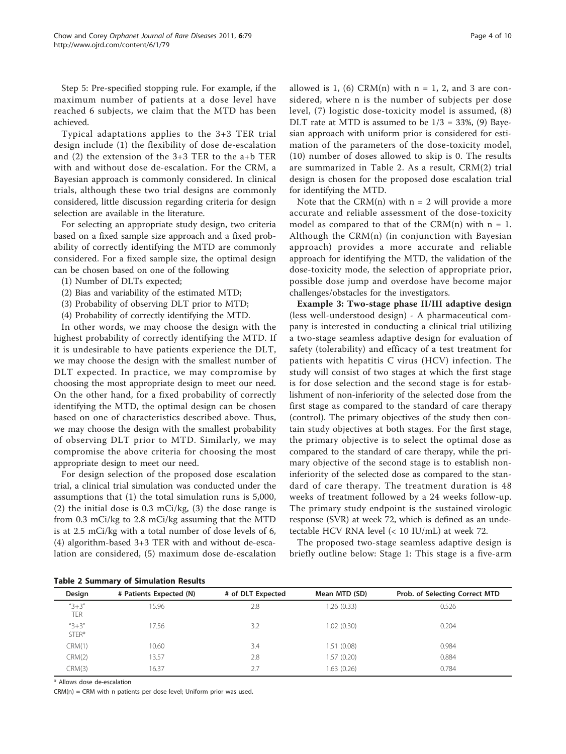Step 5: Pre-specified stopping rule. For example, if the maximum number of patients at a dose level have reached 6 subjects, we claim that the MTD has been achieved.

Typical adaptations applies to the 3+3 TER trial design include (1) the flexibility of dose de-escalation and (2) the extension of the 3+3 TER to the a+b TER with and without dose de-escalation. For the CRM, a Bayesian approach is commonly considered. In clinical trials, although these two trial designs are commonly considered, little discussion regarding criteria for design selection are available in the literature.

For selecting an appropriate study design, two criteria based on a fixed sample size approach and a fixed probability of correctly identifying the MTD are commonly considered. For a fixed sample size, the optimal design can be chosen based on one of the following

(1) Number of DLTs expected;
(2) Bias and variability of the estimated MTD;
(3) Probability of observing DLT prior to MTD;
(4) Probability of correctly identifying the MTD.

In other words, we may choose the design with the highest probability of correctly identifying the MTD. If it is undesirable to have patients experience the DLT, we may choose the design with the smallest number of DLT expected. In practice, we may compromise by choosing the most appropriate design to meet our need. On the other hand, for a fixed probability of correctly identifying the MTD, the optimal design can be chosen based on one of characteristics described above. Thus, we may choose the design with the smallest probability of observing DLT prior to MTD. Similarly, we may compromise the above criteria for choosing the most appropriate design to meet our need.

For design selection of the proposed dose escalation trial, a clinical trial simulation was conducted under the assumptions that (1) the total simulation runs is 5,000, (2) the initial dose is 0.3 mCi/kg, (3) the dose range is from 0.3 mCi/kg to 2.8 mCi/kg assuming that the MTD is at 2.5 mCi/kg with a total number of dose levels of 6, (4) algorithm-based 3+3 TER with and without de-escalation are considered, (5) maximum dose de-escalation allowed is 1, (6) CRM(n) with n = 1, 2, and 3 are considered, where n is the number of subjects per dose level, (7) logistic dose-toxicity model is assumed, (8) DLT rate at MTD is assumed to be 1/3 = 33%, (9) Bayesian approach with uniform prior is considered for estimation of the parameters of the dose-toxicity model, (10) number of doses allowed to skip is 0. The results are summarized in Table 2. As a result, CRM(2) trial design is chosen for the proposed dose escalation trial for identifying the MTD.

Note that the CRM(n) with n = 2 will provide a more accurate and reliable assessment of the dose-toxicity model as compared to that of the CRM(n) with n = 1. Although the CRM(n) (in conjunction with Bayesian approach) provides a more accurate and reliable approach for identifying the MTD, the validation of the dose-toxicity mode, the selection of appropriate prior, possible dose jump and overdose have become major challenges/obstacles for the investigators.

**Example 3: Two-stage phase II/III adaptive design** (less well-understood design) - A pharmaceutical company is interested in conducting a clinical trial utilizing a two-stage seamless adaptive design for evaluation of safety (tolerability) and efficacy of a test treatment for patients with hepatitis C virus (HCV) infection. The study will consist of two stages at which the first stage is for dose selection and the second stage is for establishment of non-inferiority of the selected dose from the first stage as compared to the standard of care therapy (control). The primary objectives of the study then contain study objectives at both stages. For the first stage, the primary objective is to select the optimal dose as compared to the standard of care therapy, while the primary objective of the second stage is to establish non-inferiority of the selected dose as compared to the standard of care therapy. The treatment duration is 48 weeks of treatment followed by a 24 weeks follow-up. The primary study endpoint is the sustained virologic response (SVR) at week 72, which is defined as an undetectable HCV RNA level (< 10 IU/mL) at week 72.

The proposed two-stage seamless adaptive design is briefly outline below: Stage 1: This stage is a five-arm

**Table 2 Summary of Simulation Results**

| Design | # Patients Expected (N) | # of DLT Expected | Mean MTD (SD) | Prob. of Selecting Correct MTD |
|---|---|---|---|---|
| "3+3" TER | 15.96 | 2.8 | 1.26 (0.33) | 0.526 |
| "3+3" STER* | 17.56 | 3.2 | 1.02 (0.30) | 0.204 |
| CRM(1) | 10.60 | 3.4 | 1.51 (0.08) | 0.984 |
| CRM(2) | 13.57 | 2.8 | 1.57 (0.20) | 0.884 |
| CRM(3) | 16.37 | 2.7 | 1.63 (0.26) | 0.784 |

* Allows dose de-escalation

CRM(n) = CRM with n patients per dose level; Uniform prior was used.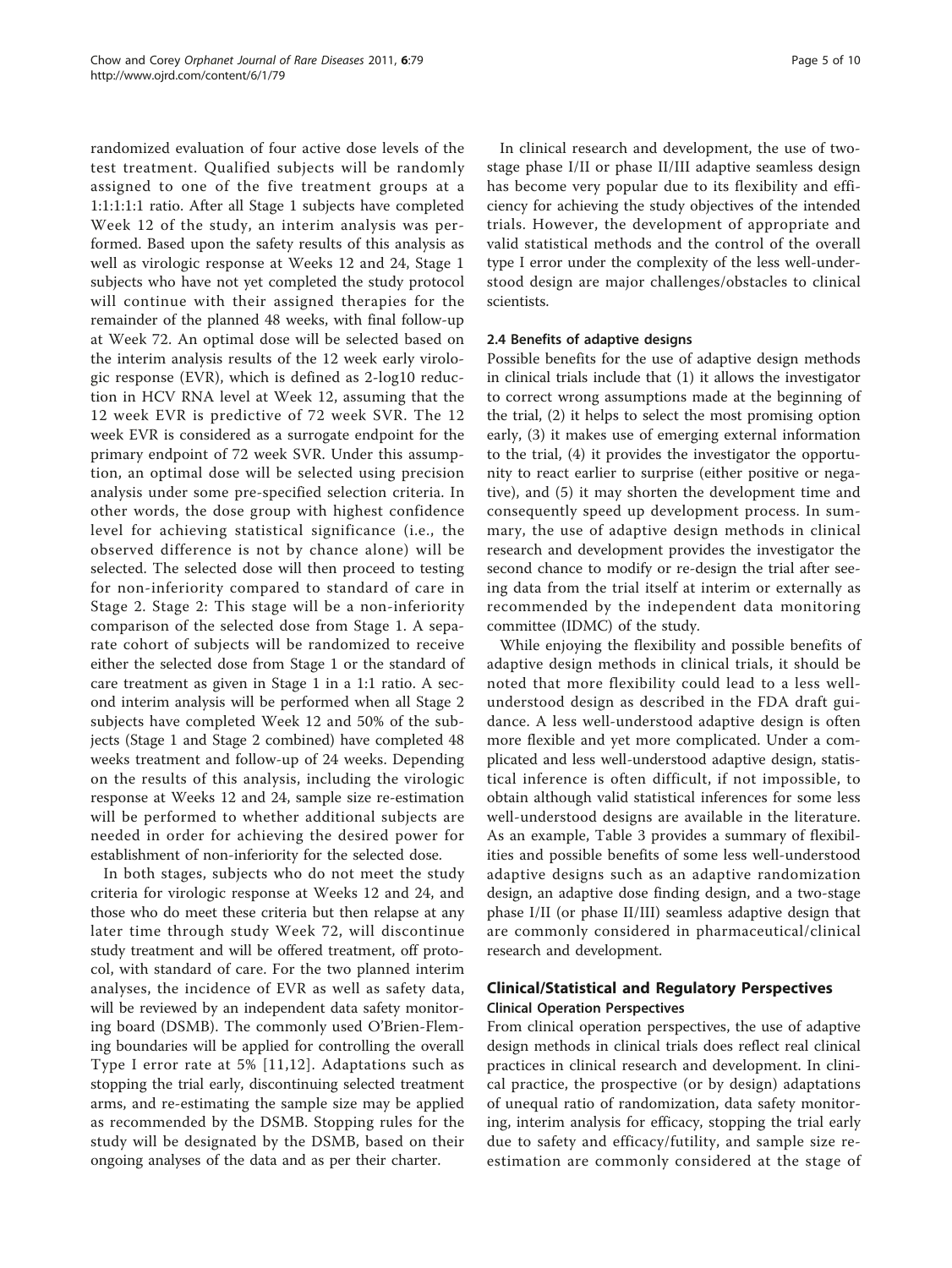randomized evaluation of four active dose levels of the test treatment. Qualified subjects will be randomly assigned to one of the five treatment groups at a 1:1:1:1:1 ratio. After all Stage 1 subjects have completed Week 12 of the study, an interim analysis was performed. Based upon the safety results of this analysis as well as virologic response at Weeks 12 and 24, Stage 1 subjects who have not yet completed the study protocol will continue with their assigned therapies for the remainder of the planned 48 weeks, with final follow-up at Week 72. An optimal dose will be selected based on the interim analysis results of the 12 week early virologic response (EVR), which is defined as 2-log10 reduction in HCV RNA level at Week 12, assuming that the 12 week EVR is predictive of 72 week SVR. The 12 week EVR is considered as a surrogate endpoint for the primary endpoint of 72 week SVR. Under this assumption, an optimal dose will be selected using precision analysis under some pre-specified selection criteria. In other words, the dose group with highest confidence level for achieving statistical significance (i.e., the observed difference is not by chance alone) will be selected. The selected dose will then proceed to testing for non-inferiority compared to standard of care in Stage 2. Stage 2: This stage will be a non-inferiority comparison of the selected dose from Stage 1. A separate cohort of subjects will be randomized to receive either the selected dose from Stage 1 or the standard of care treatment as given in Stage 1 in a 1:1 ratio. A second interim analysis will be performed when all Stage 2 subjects have completed Week 12 and 50% of the subjects (Stage 1 and Stage 2 combined) have completed 48 weeks treatment and follow-up of 24 weeks. Depending on the results of this analysis, including the virologic response at Weeks 12 and 24, sample size re-estimation will be performed to whether additional subjects are needed in order for achieving the desired power for establishment of non-inferiority for the selected dose.

In both stages, subjects who do not meet the study criteria for virologic response at Weeks 12 and 24, and those who do meet these criteria but then relapse at any later time through study Week 72, will discontinue study treatment and will be offered treatment, off protocol, with standard of care. For the two planned interim analyses, the incidence of EVR as well as safety data, will be reviewed by an independent data safety monitoring board (DSMB). The commonly used O'Brien-Fleming boundaries will be applied for controlling the overall Type I error rate at 5% [11,12]. Adaptations such as stopping the trial early, discontinuing selected treatment arms, and re-estimating the sample size may be applied as recommended by the DSMB. Stopping rules for the study will be designated by the DSMB, based on their ongoing analyses of the data and as per their charter.

In clinical research and development, the use of two-stage phase I/II or phase II/III adaptive seamless design has become very popular due to its flexibility and efficiency for achieving the study objectives of the intended trials. However, the development of appropriate and valid statistical methods and the control of the overall type I error under the complexity of the less well-understood design are major challenges/obstacles to clinical scientists.

### 2.4 Benefits of adaptive designs

Possible benefits for the use of adaptive design methods in clinical trials include that (1) it allows the investigator to correct wrong assumptions made at the beginning of the trial, (2) it helps to select the most promising option early, (3) it makes use of emerging external information to the trial, (4) it provides the investigator the opportunity to react earlier to surprise (either positive or negative), and (5) it may shorten the development time and consequently speed up development process. In summary, the use of adaptive design methods in clinical research and development provides the investigator the second chance to modify or re-design the trial after seeing data from the trial itself at interim or externally as recommended by the independent data monitoring committee (IDMC) of the study.

While enjoying the flexibility and possible benefits of adaptive design methods in clinical trials, it should be noted that more flexibility could lead to a less well-understood design as described in the FDA draft guidance. A less well-understood adaptive design is often more flexible and yet more complicated. Under a complicated and less well-understood adaptive design, statistical inference is often difficult, if not impossible, to obtain although valid statistical inferences for some less well-understood designs are available in the literature. As an example, Table 3 provides a summary of flexibilities and possible benefits of some less well-understood adaptive designs such as an adaptive randomization design, an adaptive dose finding design, and a two-stage phase I/II (or phase II/III) seamless adaptive design that are commonly considered in pharmaceutical/clinical research and development.

## Clinical/Statistical and Regulatory Perspectives

### Clinical Operation Perspectives

From clinical operation perspectives, the use of adaptive design methods in clinical trials does reflect real clinical practices in clinical research and development. In clinical practice, the prospective (or by design) adaptations of unequal ratio of randomization, data safety monitoring, interim analysis for efficacy, stopping the trial early due to safety and efficacy/futility, and sample size re-estimation are commonly considered at the stage of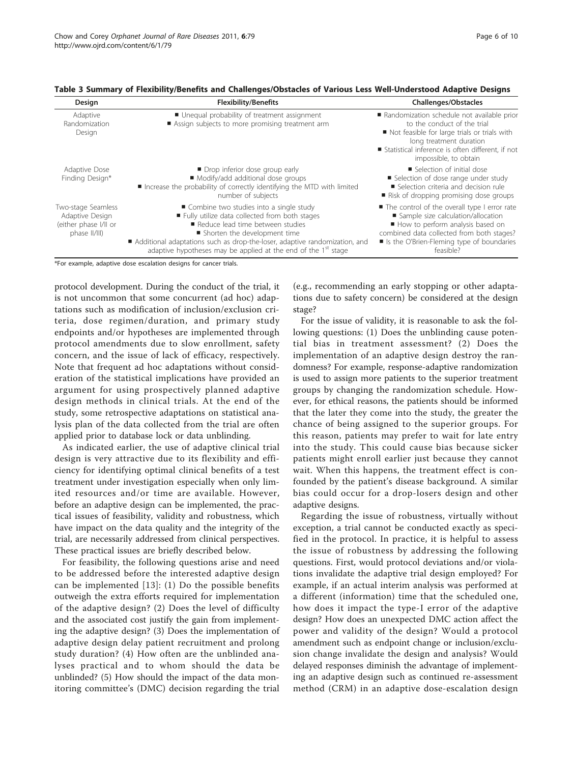**Table 3 Summary of Flexibility/Benefits and Challenges/Obstacles of Various Less Well-Understood Adaptive Designs**

| Design | Flexibility/Benefits | Challenges/Obstacles |
|---|---|---|
| Adaptive Randomization Design | ■ Unequal probability of treatment assignment<br>■ Assign subjects to more promising treatment arm | ■ Randomization schedule not available prior to the conduct of the trial<br>■ Not feasible for large trials or trials with long treatment duration<br>■ Statistical inference is often different, if not impossible, to obtain |
| Adaptive Dose Finding Design* | ■ Drop inferior dose group early<br>■ Modify/add additional dose groups<br>■ Increase the probability of correctly identifying the MTD with limited number of subjects | ■ Selection of initial dose<br>■ Selection of dose range under study<br>■ Selection criteria and decision rule<br>■ Risk of dropping promising dose groups |
| Two-stage Seamless Adaptive Design (either phase I/II or phase II/III) | ■ Combine two studies into a single study<br>■ Fully utilize data collected from both stages<br>■ Reduce lead time between studies<br>■ Shorten the development time<br>■ Additional adaptations such as drop-the-loser, adaptive randomization, and adaptive hypotheses may be applied at the end of the 1st stage | ■ The control of the overall type I error rate<br>■ Sample size calculation/allocation<br>■ How to perform analysis based on combined data collected from both stages?<br>■ Is the O'Brien-Fleming type of boundaries feasible? |

*For example, adaptive dose escalation designs for cancer trials.

protocol development. During the conduct of the trial, it is not uncommon that some concurrent (ad hoc) adaptations such as modification of inclusion/exclusion criteria, dose regimen/duration, and primary study endpoints and/or hypotheses are implemented through protocol amendments due to slow enrollment, safety concern, and the issue of lack of efficacy, respectively. Note that frequent ad hoc adaptations without consideration of the statistical implications have provided an argument for using prospectively planned adaptive design methods in clinical trials. At the end of the study, some retrospective adaptations on statistical analysis plan of the data collected from the trial are often applied prior to database lock or data unblinding.

As indicated earlier, the use of adaptive clinical trial design is very attractive due to its flexibility and efficiency for identifying optimal clinical benefits of a test treatment under investigation especially when only limited resources and/or time are available. However, before an adaptive design can be implemented, the practical issues of feasibility, validity and robustness, which have impact on the data quality and the integrity of the trial, are necessarily addressed from clinical perspectives. These practical issues are briefly described below.

For feasibility, the following questions arise and need to be addressed before the interested adaptive design can be implemented [13]: (1) Do the possible benefits outweigh the extra efforts required for implementation of the adaptive design? (2) Does the level of difficulty and the associated cost justify the gain from implementing the adaptive design? (3) Does the implementation of adaptive design delay patient recruitment and prolong study duration? (4) How often are the unblinded analyses practical and to whom should the data be unblinded? (5) How should the impact of the data monitoring committee's (DMC) decision regarding the trial (e.g., recommending an early stopping or other adaptations due to safety concern) be considered at the design stage?

For the issue of validity, it is reasonable to ask the following questions: (1) Does the unblinding cause potential bias in treatment assessment? (2) Does the implementation of an adaptive design destroy the randomness? For example, response-adaptive randomization is used to assign more patients to the superior treatment groups by changing the randomization schedule. However, for ethical reasons, the patients should be informed that the later they come into the study, the greater the chance of being assigned to the superior groups. For this reason, patients may prefer to wait for late entry into the study. This could cause bias because sicker patients might enroll earlier just because they cannot wait. When this happens, the treatment effect is confounded by the patient's disease background. A similar bias could occur for a drop-losers design and other adaptive designs.

Regarding the issue of robustness, virtually without exception, a trial cannot be conducted exactly as specified in the protocol. In practice, it is helpful to assess the issue of robustness by addressing the following questions. First, would protocol deviations and/or violations invalidate the adaptive trial design employed? For example, if an actual interim analysis was performed at a different (information) time that the scheduled one, how does it impact the type-I error of the adaptive design? How does an unexpected DMC action affect the power and validity of the design? Would a protocol amendment such as endpoint change or inclusion/exclusion change invalidate the design and analysis? Would delayed responses diminish the advantage of implementing an adaptive design such as continued re-assessment method (CRM) in an adaptive dose-escalation design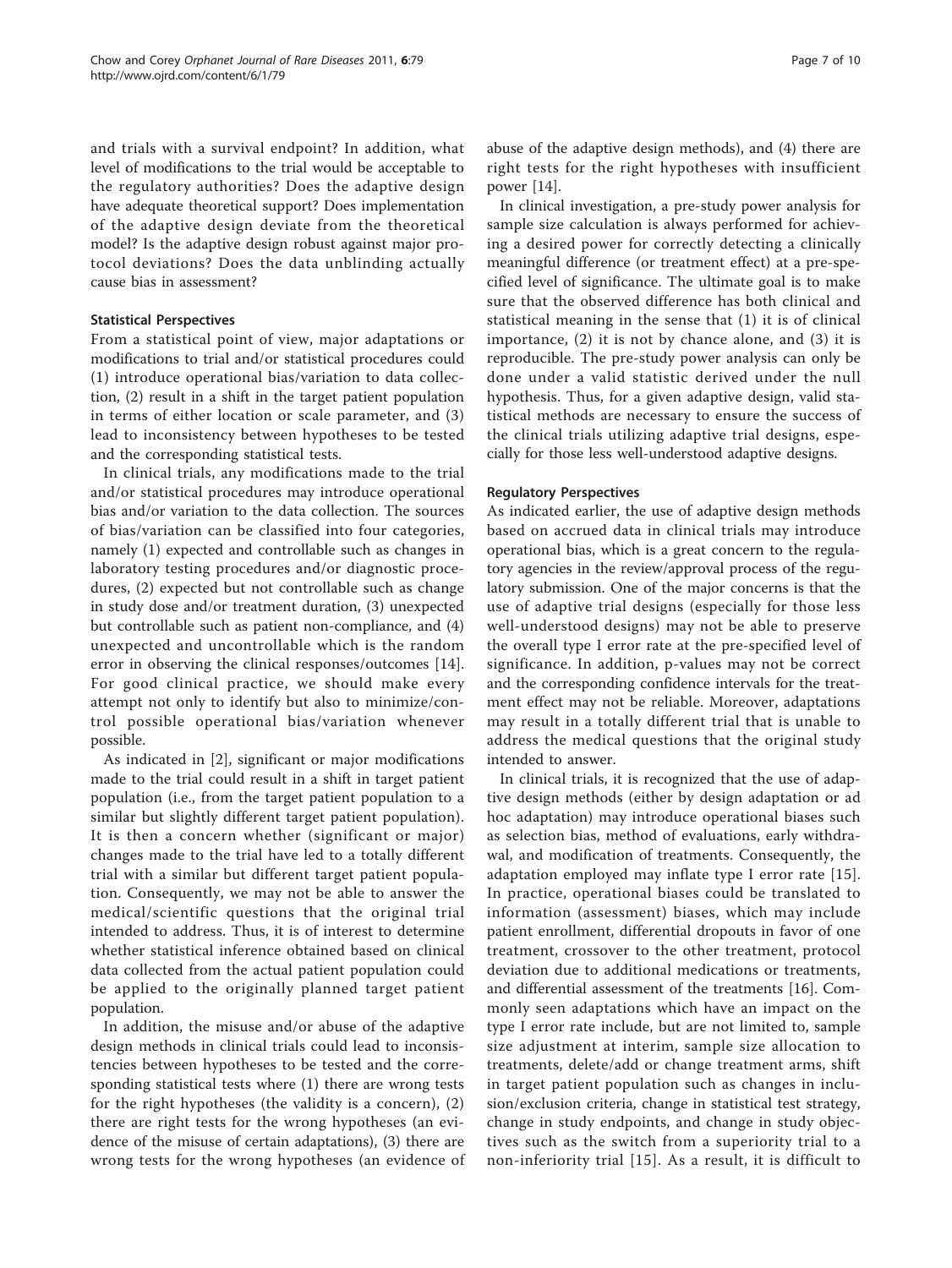and trials with a survival endpoint? In addition, what level of modifications to the trial would be acceptable to the regulatory authorities? Does the adaptive design have adequate theoretical support? Does implementation of the adaptive design deviate from the theoretical model? Is the adaptive design robust against major protocol deviations? Does the data unblinding actually cause bias in assessment?

### Statistical Perspectives

From a statistical point of view, major adaptations or modifications to trial and/or statistical procedures could (1) introduce operational bias/variation to data collection, (2) result in a shift in the target patient population in terms of either location or scale parameter, and (3) lead to inconsistency between hypotheses to be tested and the corresponding statistical tests.

In clinical trials, any modifications made to the trial and/or statistical procedures may introduce operational bias and/or variation to the data collection. The sources of bias/variation can be classified into four categories, namely (1) expected and controllable such as changes in laboratory testing procedures and/or diagnostic procedures, (2) expected but not controllable such as change in study dose and/or treatment duration, (3) unexpected but controllable such as patient non-compliance, and (4) unexpected and uncontrollable which is the random error in observing the clinical responses/outcomes [14]. For good clinical practice, we should make every attempt not only to identify but also to minimize/control possible operational bias/variation whenever possible.

As indicated in [2], significant or major modifications made to the trial could result in a shift in target patient population (i.e., from the target patient population to a similar but slightly different target patient population). It is then a concern whether (significant or major) changes made to the trial have led to a totally different trial with a similar but different target patient population. Consequently, we may not be able to answer the medical/scientific questions that the original trial intended to address. Thus, it is of interest to determine whether statistical inference obtained based on clinical data collected from the actual patient population could be applied to the originally planned target patient population.

In addition, the misuse and/or abuse of the adaptive design methods in clinical trials could lead to inconsistencies between hypotheses to be tested and the corresponding statistical tests where (1) there are wrong tests for the right hypotheses (the validity is a concern), (2) there are right tests for the wrong hypotheses (an evidence of the misuse of certain adaptations), (3) there are wrong tests for the wrong hypotheses (an evidence of abuse of the adaptive design methods), and (4) there are right tests for the right hypotheses with insufficient power [14].

In clinical investigation, a pre-study power analysis for sample size calculation is always performed for achieving a desired power for correctly detecting a clinically meaningful difference (or treatment effect) at a pre-specified level of significance. The ultimate goal is to make sure that the observed difference has both clinical and statistical meaning in the sense that (1) it is of clinical importance, (2) it is not by chance alone, and (3) it is reproducible. The pre-study power analysis can only be done under a valid statistic derived under the null hypothesis. Thus, for a given adaptive design, valid statistical methods are necessary to ensure the success of the clinical trials utilizing adaptive trial designs, especially for those less well-understood adaptive designs.

### Regulatory Perspectives

As indicated earlier, the use of adaptive design methods based on accrued data in clinical trials may introduce operational bias, which is a great concern to the regulatory agencies in the review/approval process of the regulatory submission. One of the major concerns is that the use of adaptive trial designs (especially for those less well-understood designs) may not be able to preserve the overall type I error rate at the pre-specified level of significance. In addition, p-values may not be correct and the corresponding confidence intervals for the treatment effect may not be reliable. Moreover, adaptations may result in a totally different trial that is unable to address the medical questions that the original study intended to answer.

In clinical trials, it is recognized that the use of adaptive design methods (either by design adaptation or ad hoc adaptation) may introduce operational biases such as selection bias, method of evaluations, early withdrawal, and modification of treatments. Consequently, the adaptation employed may inflate type I error rate [15]. In practice, operational biases could be translated to information (assessment) biases, which may include patient enrollment, differential dropouts in favor of one treatment, crossover to the other treatment, protocol deviation due to additional medications or treatments, and differential assessment of the treatments [16]. Commonly seen adaptations which have an impact on the type I error rate include, but are not limited to, sample size adjustment at interim, sample size allocation to treatments, delete/add or change treatment arms, shift in target patient population such as changes in inclusion/exclusion criteria, change in statistical test strategy, change in study endpoints, and change in study objectives such as the switch from a superiority trial to a non-inferiority trial [15]. As a result, it is difficult to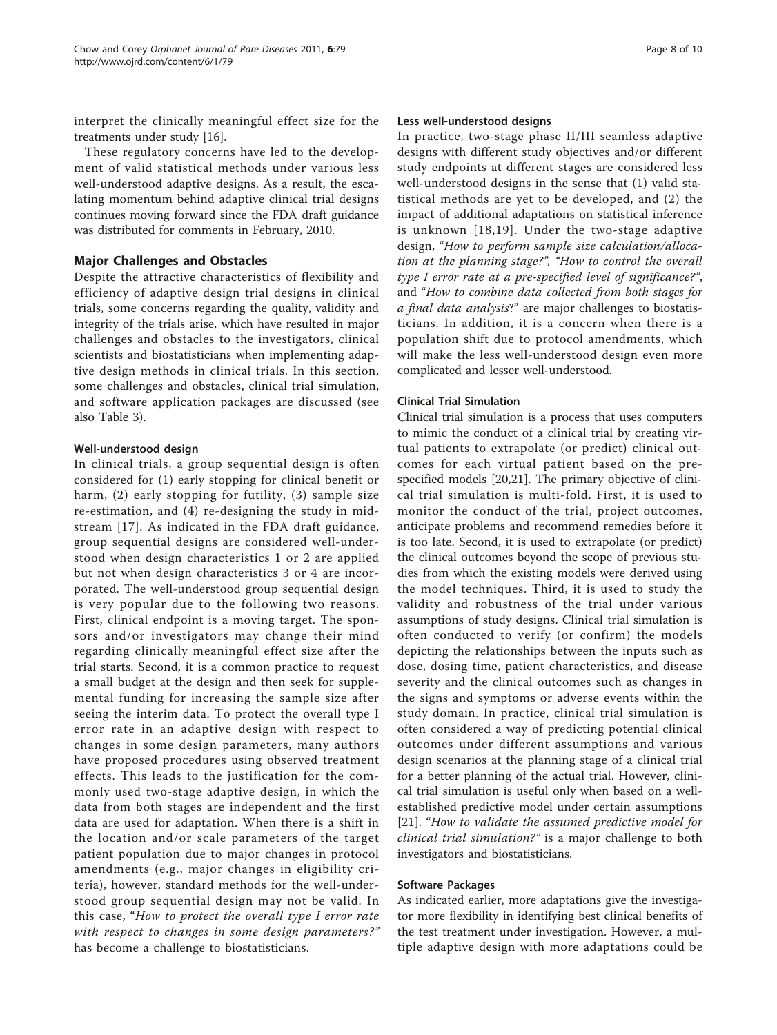interpret the clinically meaningful effect size for the treatments under study [16].

These regulatory concerns have led to the development of valid statistical methods under various less well-understood adaptive designs. As a result, the escalating momentum behind adaptive clinical trial designs continues moving forward since the FDA draft guidance was distributed for comments in February, 2010.

## Major Challenges and Obstacles

Despite the attractive characteristics of flexibility and efficiency of adaptive design trial designs in clinical trials, some concerns regarding the quality, validity and integrity of the trials arise, which have resulted in major challenges and obstacles to the investigators, clinical scientists and biostatisticians when implementing adaptive design methods in clinical trials. In this section, some challenges and obstacles, clinical trial simulation, and software application packages are discussed (see also Table 3).

### Well-understood design

In clinical trials, a group sequential design is often considered for (1) early stopping for clinical benefit or harm, (2) early stopping for futility, (3) sample size re-estimation, and (4) re-designing the study in mid-stream [17]. As indicated in the FDA draft guidance, group sequential designs are considered well-understood when design characteristics 1 or 2 are applied but not when design characteristics 3 or 4 are incorporated. The well-understood group sequential design is very popular due to the following two reasons. First, clinical endpoint is a moving target. The sponsors and/or investigators may change their mind regarding clinically meaningful effect size after the trial starts. Second, it is a common practice to request a small budget at the design and then seek for supplemental funding for increasing the sample size after seeing the interim data. To protect the overall type I error rate in an adaptive design with respect to changes in some design parameters, many authors have proposed procedures using observed treatment effects. This leads to the justification for the commonly used two-stage adaptive design, in which the data from both stages are independent and the first data are used for adaptation. When there is a shift in the location and/or scale parameters of the target patient population due to major changes in protocol amendments (e.g., major changes in eligibility criteria), however, standard methods for the well-understood group sequential design may not be valid. In this case, "*How to protect the overall type I error rate with respect to changes in some design parameters?*" has become a challenge to biostatisticians.

### Less well-understood designs

In practice, two-stage phase II/III seamless adaptive designs with different study objectives and/or different study endpoints at different stages are considered less well-understood designs in the sense that (1) valid statistical methods are yet to be developed, and (2) the impact of additional adaptations on statistical inference is unknown [18,19]. Under the two-stage adaptive design, "*How to perform sample size calculation/allocation at the planning stage?*", "*How to control the overall type I error rate at a pre-specified level of significance?*", and "*How to combine data collected from both stages for a final data analysis*?" are major challenges to biostatisticians. In addition, it is a concern when there is a population shift due to protocol amendments, which will make the less well-understood design even more complicated and lesser well-understood.

### Clinical Trial Simulation

Clinical trial simulation is a process that uses computers to mimic the conduct of a clinical trial by creating virtual patients to extrapolate (or predict) clinical outcomes for each virtual patient based on the pre-specified models [20,21]. The primary objective of clinical trial simulation is multi-fold. First, it is used to monitor the conduct of the trial, project outcomes, anticipate problems and recommend remedies before it is too late. Second, it is used to extrapolate (or predict) the clinical outcomes beyond the scope of previous studies from which the existing models were derived using the model techniques. Third, it is used to study the validity and robustness of the trial under various assumptions of study designs. Clinical trial simulation is often conducted to verify (or confirm) the models depicting the relationships between the inputs such as dose, dosing time, patient characteristics, and disease severity and the clinical outcomes such as changes in the signs and symptoms or adverse events within the study domain. In practice, clinical trial simulation is often considered a way of predicting potential clinical outcomes under different assumptions and various design scenarios at the planning stage of a clinical trial for a better planning of the actual trial. However, clinical trial simulation is useful only when based on a well-established predictive model under certain assumptions [21]. "*How to validate the assumed predictive model for clinical trial simulation?*" is a major challenge to both investigators and biostatisticians.

### Software Packages

As indicated earlier, more adaptations give the investigator more flexibility in identifying best clinical benefits of the test treatment under investigation. However, a multiple adaptive design with more adaptations could be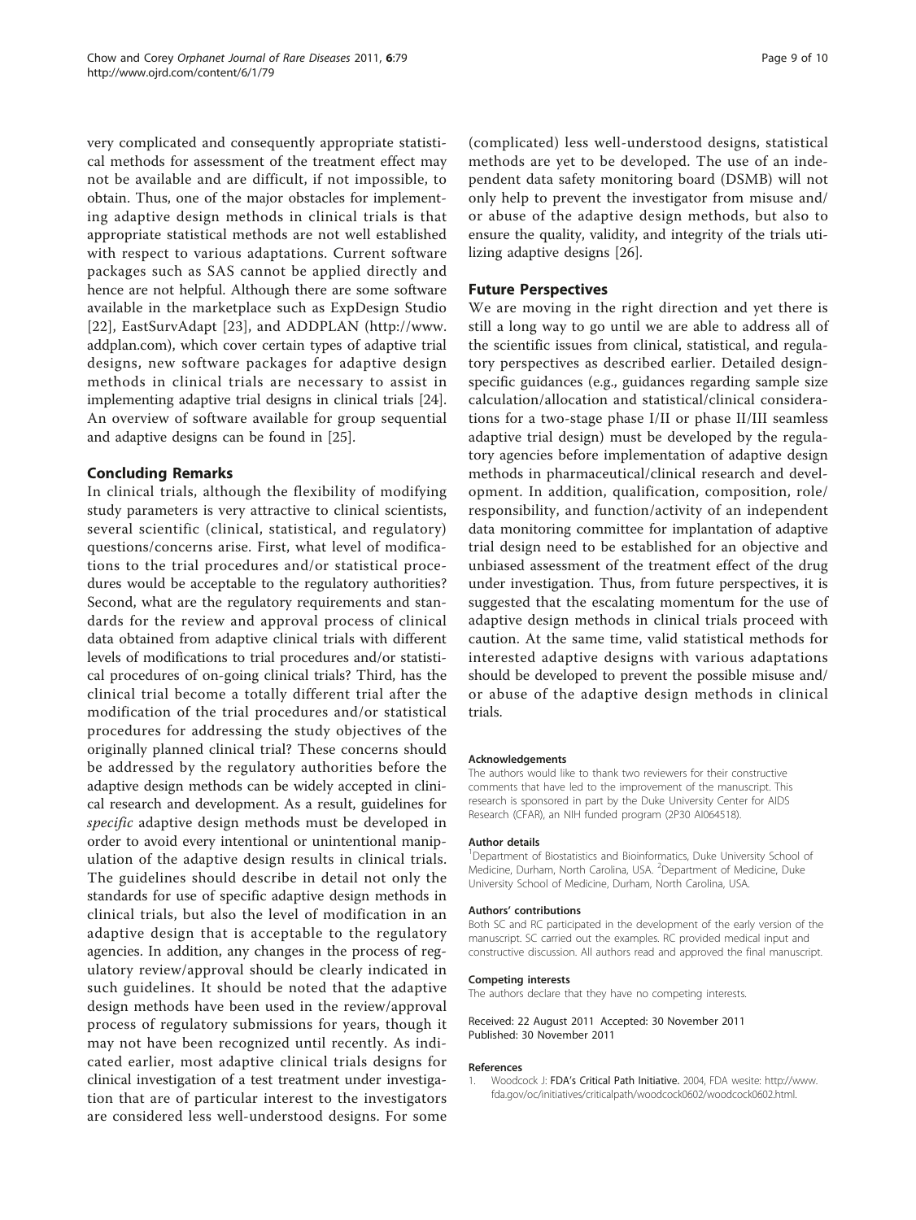very complicated and consequently appropriate statistical methods for assessment of the treatment effect may not be available and are difficult, if not impossible, to obtain. Thus, one of the major obstacles for implementing adaptive design methods in clinical trials is that appropriate statistical methods are not well established with respect to various adaptations. Current software packages such as SAS cannot be applied directly and hence are not helpful. Although there are some software available in the marketplace such as ExpDesign Studio [22], EastSurvAdapt [23], and ADDPLAN (http://www.addplan.com), which cover certain types of adaptive trial designs, new software packages for adaptive design methods in clinical trials are necessary to assist in implementing adaptive trial designs in clinical trials [24]. An overview of software available for group sequential and adaptive designs can be found in [25].

## Concluding Remarks

In clinical trials, although the flexibility of modifying study parameters is very attractive to clinical scientists, several scientific (clinical, statistical, and regulatory) questions/concerns arise. First, what level of modifications to the trial procedures and/or statistical procedures would be acceptable to the regulatory authorities? Second, what are the regulatory requirements and standards for the review and approval process of clinical data obtained from adaptive clinical trials with different levels of modifications to trial procedures and/or statistical procedures of on-going clinical trials? Third, has the clinical trial become a totally different trial after the modification of the trial procedures and/or statistical procedures for addressing the study objectives of the originally planned clinical trial? These concerns should be addressed by the regulatory authorities before the adaptive design methods can be widely accepted in clinical research and development. As a result, guidelines for *specific* adaptive design methods must be developed in order to avoid every intentional or unintentional manipulation of the adaptive design results in clinical trials. The guidelines should describe in detail not only the standards for use of specific adaptive design methods in clinical trials, but also the level of modification in an adaptive design that is acceptable to the regulatory agencies. In addition, any changes in the process of regulatory review/approval should be clearly indicated in such guidelines. It should be noted that the adaptive design methods have been used in the review/approval process of regulatory submissions for years, though it may not have been recognized until recently. As indicated earlier, most adaptive clinical trials designs for clinical investigation of a test treatment under investigation that are of particular interest to the investigators are considered less well-understood designs. For some (complicated) less well-understood designs, statistical methods are yet to be developed. The use of an independent data safety monitoring board (DSMB) will not only help to prevent the investigator from misuse and/or abuse of the adaptive design methods, but also to ensure the quality, validity, and integrity of the trials utilizing adaptive designs [26].

## Future Perspectives

We are moving in the right direction and yet there is still a long way to go until we are able to address all of the scientific issues from clinical, statistical, and regulatory perspectives as described earlier. Detailed design-specific guidances (e.g., guidances regarding sample size calculation/allocation and statistical/clinical considerations for a two-stage phase I/II or phase II/III seamless adaptive trial design) must be developed by the regulatory agencies before implementation of adaptive design methods in pharmaceutical/clinical research and development. In addition, qualification, composition, role/responsibility, and function/activity of an independent data monitoring committee for implantation of adaptive trial design need to be established for an objective and unbiased assessment of the treatment effect of the drug under investigation. Thus, from future perspectives, it is suggested that the escalating momentum for the use of adaptive design methods in clinical trials proceed with caution. At the same time, valid statistical methods for interested adaptive designs with various adaptations should be developed to prevent the possible misuse and/or abuse of the adaptive design methods in clinical trials.

#### Acknowledgements

The authors would like to thank two reviewers for their constructive comments that have led to the improvement of the manuscript. This research is sponsored in part by the Duke University Center for AIDS Research (CFAR), an NIH funded program (2P30 AI064518).

#### Author details

[1]Department of Biostatistics and Bioinformatics, Duke University School of Medicine, Durham, North Carolina, USA. [2]Department of Medicine, Duke University School of Medicine, Durham, North Carolina, USA.

#### Authors' contributions

Both SC and RC participated in the development of the early version of the manuscript. SC carried out the examples. RC provided medical input and constructive discussion. All authors read and approved the final manuscript.

#### Competing interests

The authors declare that they have no competing interests.

Received: 22 August 2011 Accepted: 30 November 2011
Published: 30 November 2011

#### References

1. Woodcock J: **FDA's Critical Path Initiative.** 2004, FDA wesite: http://www.fda.gov/oc/initiatives/criticalpath/woodcock0602/woodcock0602.html.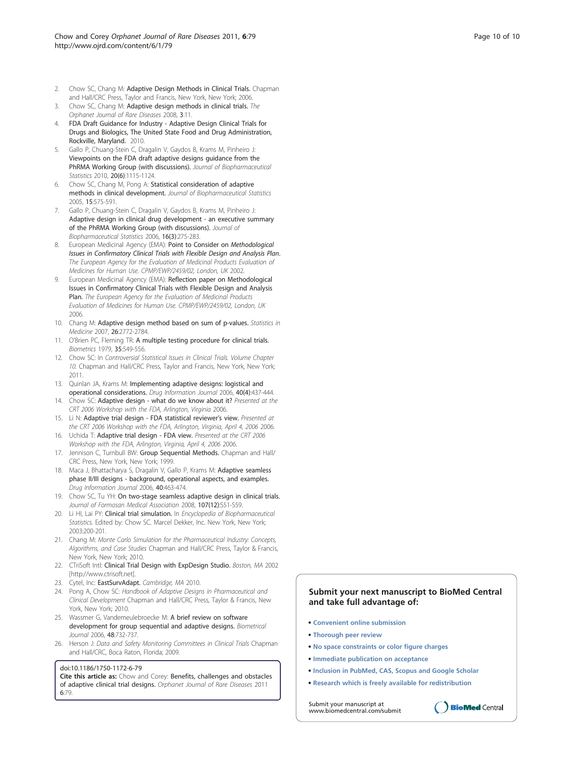2. Chow SC, Chang M: **Adaptive Design Methods in Clinical Trials.** Chapman and Hall/CRC Press, Taylor and Francis, New York, New York; 2006.
3. Chow SC, Chang M: **Adaptive design methods in clinical trials.** *The Orphanet Journal of Rare Diseases* 2008, **3**:11.
4. **FDA Draft Guidance for Industry - Adaptive Design Clinical Trials for Drugs and Biologics, The United State Food and Drug Administration, Rockville, Maryland.** 2010.
5. Gallo P, Chuang-Stein C, Dragalin V, Gaydos B, Krams M, Pinheiro J: **Viewpoints on the FDA draft adaptive designs guidance from the PhRMA Working Group (with discussions).** *Journal of Biopharmaceutical Statistics* 2010, **20(6)**:1115-1124.
6. Chow SC, Chang M, Pong A: **Statistical consideration of adaptive methods in clinical development.** *Journal of Biopharmaceutical Statistics* 2005, **15**:575-591.
7. Gallo P, Chuang-Stein C, Dragalin V, Gaydos B, Krams M, Pinheiro J: **Adaptive design in clinical drug development - an executive summary of the PhRMA Working Group (with discussions).** *Journal of Biopharmaceutical Statistics* 2006, **16(3)**:275-283.
8. European Medicinal Agency (EMA): **Point to Consider on** ***Methodological Issues in Confirmatory Clinical Trials with Flexible Design and Analysis Plan.*** *The European Agency for the Evaluation of Medicinal Products Evaluation of Medicines for Human Use. CPMP/EWP/2459/02, London, UK* 2002.
9. European Medicinal Agency (EMA): **Reflection paper on Methodological Issues in Confirmatory Clinical Trials with Flexible Design and Analysis Plan.** *The European Agency for the Evaluation of Medicinal Products Evaluation of Medicines for Human Use. CPMP/EWP/2459/02, London, UK* 2006.
10. Chang M: **Adaptive design method based on sum of p-values.** *Statistics in Medicine* 2007, **26**:2772-2784.
11. O'Brien PC, Fleming TR: **A multiple testing procedure for clinical trials.** *Biometrics* 1979, **35**:549-556.
12. Chow SC: In *Controversial Statistical Issues in Clinical Trials. Volume Chapter 10.* Chapman and Hall/CRC Press, Taylor and Francis, New York, New York; 2011.
13. Quinlan JA, Krams M: **Implementing adaptive designs: logistical and operational considerations.** *Drug Information Journal* 2006, **40(4)**:437-444.
14. Chow SC: **Adaptive design - what do we know about it?** *Presented at the CRT 2006 Workshop with the FDA, Arlington, Virginia* 2006.
15. Li N: **Adaptive trial design - FDA statistical reviewer's view.** *Presented at the CRT 2006 Workshop with the FDA, Arlington, Virginia, April 4, 2006* 2006.
16. Uchida T: **Adaptive trial design - FDA view.** *Presented at the CRT 2006 Workshop with the FDA, Arlington, Virginia, April 4, 2006* 2006.
17. Jennison C, Turnbull BW: **Group Sequential Methods.** Chapman and Hall/CRC Press, New York, New York; 1999.
18. Maca J, Bhattacharya S, Dragalin V, Gallo P, Krams M: **Adaptive seamless phase II/III designs - background, operational aspects, and examples.** *Drug Information Journal* 2006, **40**:463-474.
19. Chow SC, Tu YH: **On two-stage seamless adaptive design in clinical trials.** *Journal of Formosan Medical Association* 2008, **107(12)**:S51-S59.
20. Li HI, Lai PY: **Clinical trial simulation.** In *Encyclopedia of Biopharmaceutical Statistics.* Edited by: Chow SC. Marcel Dekker, Inc. New York, New York; 2003:200-201.
21. Chang M: *Monte Carlo Simulation for the Pharmaceutical Industry: Concepts, Algorithms, and Case Studies* Chapman and Hall/CRC Press, Taylor & Francis, New York, New York; 2010.
22. CTriSoft Intl: **Clinical Trial Design with ExpDesign Studio.** *Boston, MA* 2002 [http://www.ctrisoft.net].
23. Cytel, Inc: **EastSurvAdapt.** *Cambridge, MA* 2010.
24. Pong A, Chow SC: *Handbook of Adaptive Designs in Pharmaceutical and Clinical Development* Chapman and Hall/CRC Press, Taylor & Francis, New York, New York; 2010.
25. Wassmer G, Vandemeulebroecke M: **A brief review on software development for group sequential and adaptive designs.** *Biometrical Journal* 2006, **48**:732-737.
26. Herson J: *Data and Safety Monitoring Committees in Clinical Trials* Chapman and Hall/CRC, Boca Raton, Florida; 2009.

doi:10.1186/1750-1172-6-79

**Cite this article as:** Chow and Corey: **Benefits, challenges and obstacles of adaptive clinical trial designs.** *Orphanet Journal of Rare Diseases* 2011 **6**:79.

**Submit your next manuscript to BioMed Central and take full advantage of:**

- **Convenient online submission**
- **Thorough peer review**
- **No space constraints or color figure charges**
- **Immediate publication on acceptance**
- **Inclusion in PubMed, CAS, Scopus and Google Scholar**
- **Research which is freely available for redistribution**

Submit your manuscript at www.biomedcentral.com/submit

BioMed Central